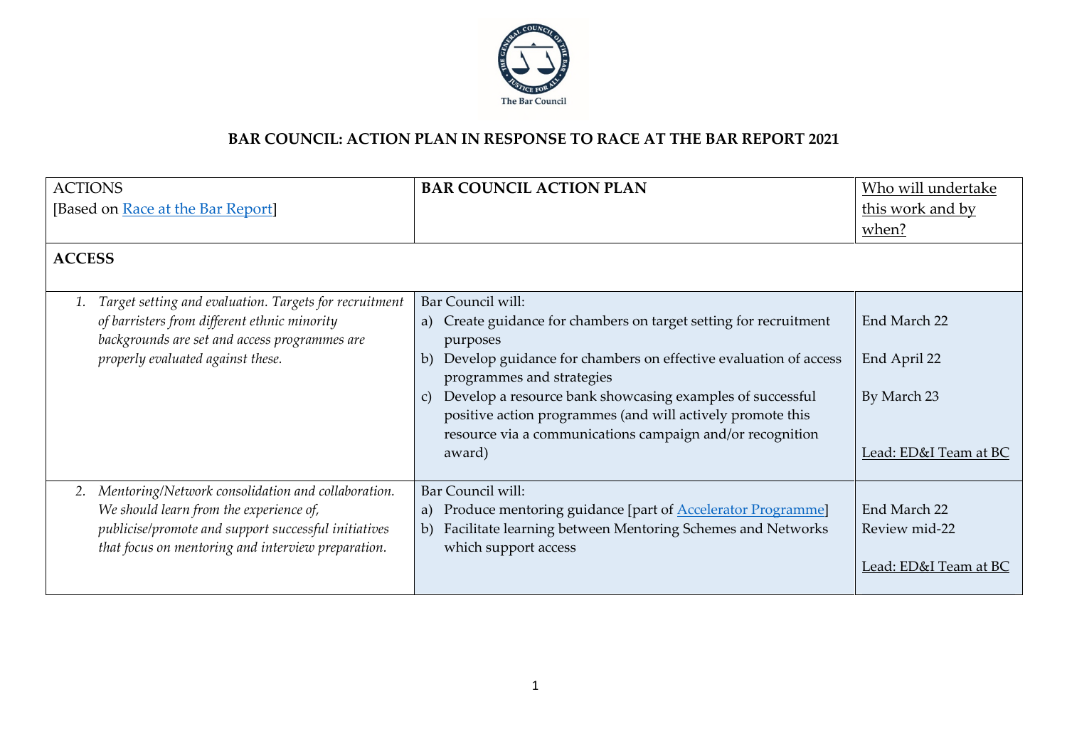The Bar Council

# BAR COUNCIL: ACTION PLAN IN RESPONSE TO RACE AT THE BAR REPORT 2021

| ACTIONS [Based on Race at the Bar Report] | **BAR COUNCIL ACTION PLAN** | Who will undertake this work and by when? |
|---|---|---|
| **ACCESS** | | |
| 1. *Target setting and evaluation. Targets for recruitment of barristers from different ethnic minority backgrounds are set and access programmes are properly evaluated against these.* | Bar Council will:<br>a) Create guidance for chambers on target setting for recruitment purposes<br>b) Develop guidance for chambers on effective evaluation of access programmes and strategies<br>c) Develop a resource bank showcasing examples of successful positive action programmes (and will actively promote this resource via a communications campaign and/or recognition award) | End March 22<br><br>End April 22<br><br>By March 23<br><br>Lead: ED&I Team at BC |
| 2. *Mentoring/Network consolidation and collaboration. We should learn from the experience of, publicise/promote and support successful initiatives that focus on mentoring and interview preparation.* | Bar Council will:<br>a) Produce mentoring guidance [part of Accelerator Programme]<br>b) Facilitate learning between Mentoring Schemes and Networks which support access | End March 22<br>Review mid-22<br><br>Lead: ED&I Team at BC |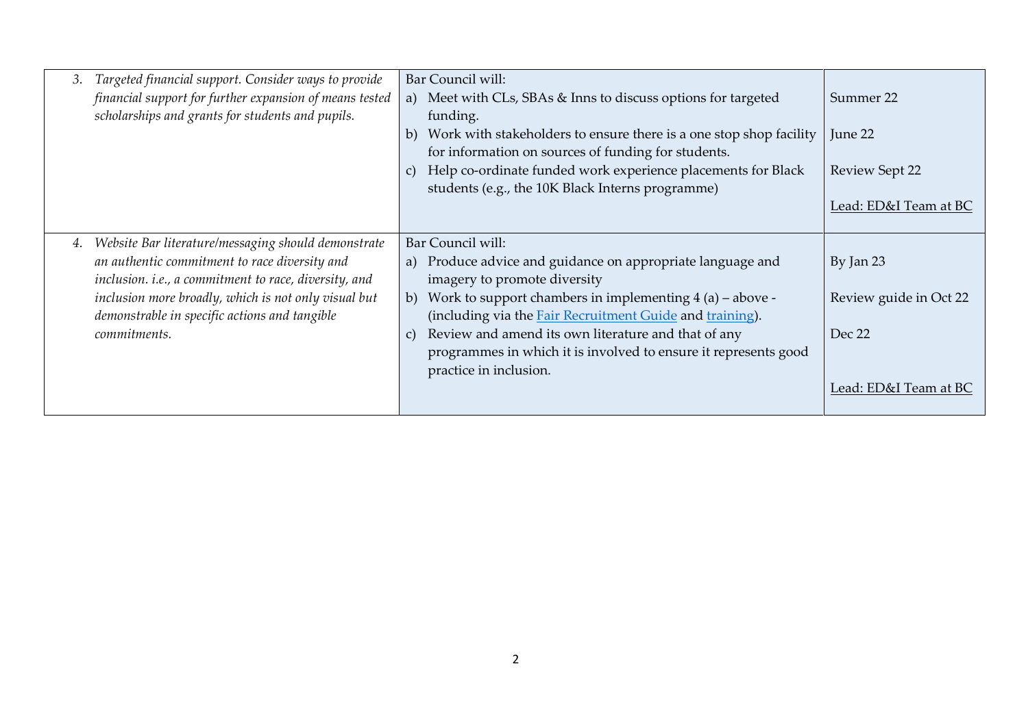| | | |
|---|---|---|
| 3. *Targeted financial support. Consider ways to provide financial support for further expansion of means tested scholarships and grants for students and pupils.* | Bar Council will:<br>a) Meet with CLs, SBAs & Inns to discuss options for targeted funding.<br>b) Work with stakeholders to ensure there is a one stop shop facility for information on sources of funding for students.<br>c) Help co-ordinate funded work experience placements for Black students (e.g., the 10K Black Interns programme) | Summer 22<br><br>June 22<br><br>Review Sept 22<br><br>Lead: ED&I Team at BC |
| 4. *Website Bar literature/messaging should demonstrate an authentic commitment to race diversity and inclusion. i.e., a commitment to race, diversity, and inclusion more broadly, which is not only visual but demonstrable in specific actions and tangible commitments.* | Bar Council will:<br>a) Produce advice and guidance on appropriate language and imagery to promote diversity<br>b) Work to support chambers in implementing 4 (a) – above - (including via the Fair Recruitment Guide and training).<br>c) Review and amend its own literature and that of any programmes in which it is involved to ensure it represents good practice in inclusion. | By Jan 23<br><br>Review guide in Oct 22<br><br>Dec 22<br><br>Lead: ED&I Team at BC |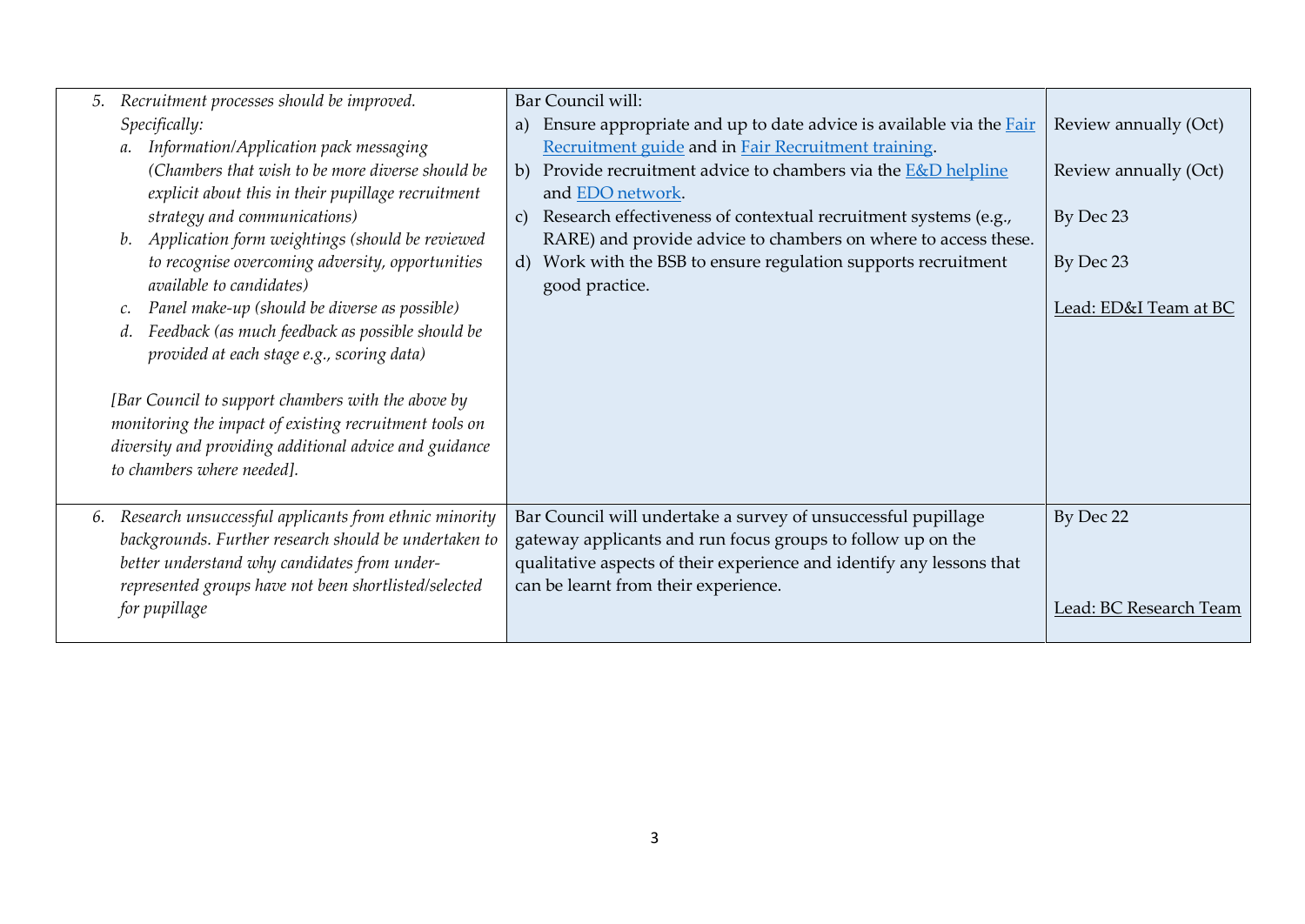| | | |
|---|---|---|
| 5. *Recruitment processes should be improved. Specifically:*<br>*a. Information/Application pack messaging (Chambers that wish to be more diverse should be explicit about this in their pupillage recruitment strategy and communications)*<br>*b. Application form weightings (should be reviewed to recognise overcoming adversity, opportunities available to candidates)*<br>*c. Panel make-up (should be diverse as possible)*<br>*d. Feedback (as much feedback as possible should be provided at each stage e.g., scoring data)*<br><br>*[Bar Council to support chambers with the above by monitoring the impact of existing recruitment tools on diversity and providing additional advice and guidance to chambers where needed].* | Bar Council will:<br>a) Ensure appropriate and up to date advice is available via the Fair Recruitment guide and in Fair Recruitment training.<br>b) Provide recruitment advice to chambers via the E&D helpline and EDO network.<br>c) Research effectiveness of contextual recruitment systems (e.g., RARE) and provide advice to chambers on where to access these.<br>d) Work with the BSB to ensure regulation supports recruitment good practice. | Review annually (Oct)<br><br>Review annually (Oct)<br><br>By Dec 23<br><br>By Dec 23<br><br>Lead: ED&I Team at BC |
| 6. *Research unsuccessful applicants from ethnic minority backgrounds. Further research should be undertaken to better understand why candidates from under-represented groups have not been shortlisted/selected for pupillage* | Bar Council will undertake a survey of unsuccessful pupillage gateway applicants and run focus groups to follow up on the qualitative aspects of their experience and identify any lessons that can be learnt from their experience. | By Dec 22<br><br>Lead: BC Research Team |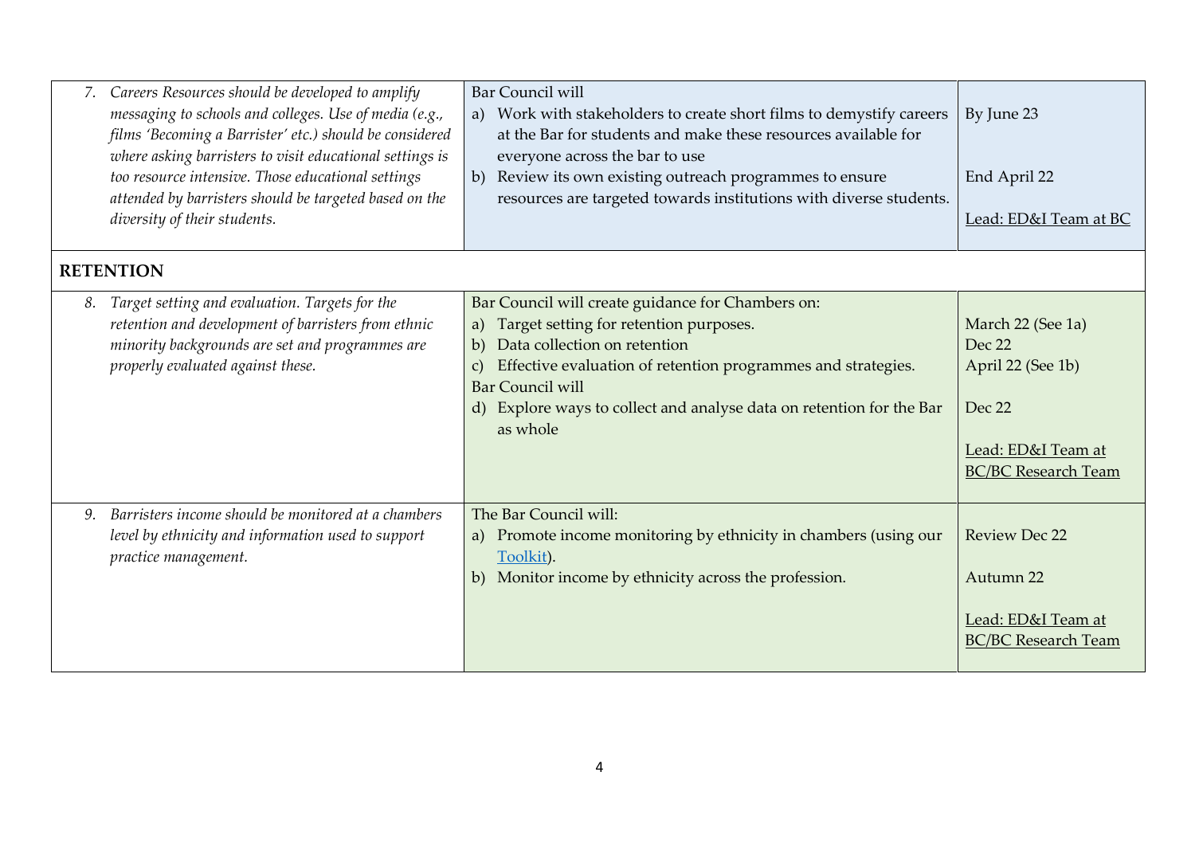| | | |
|---|---|---|
| 7. *Careers Resources should be developed to amplify messaging to schools and colleges. Use of media (e.g., films 'Becoming a Barrister' etc.) should be considered where asking barristers to visit educational settings is too resource intensive. Those educational settings attended by barristers should be targeted based on the diversity of their students.* | Bar Council will<br>a) Work with stakeholders to create short films to demystify careers at the Bar for students and make these resources available for everyone across the bar to use<br>b) Review its own existing outreach programmes to ensure resources are targeted towards institutions with diverse students. | By June 23<br><br>End April 22<br><br>Lead: ED&I Team at BC |
| **RETENTION** | | |
| 8. *Target setting and evaluation. Targets for the retention and development of barristers from ethnic minority backgrounds are set and programmes are properly evaluated against these.* | Bar Council will create guidance for Chambers on:<br>a) Target setting for retention purposes.<br>b) Data collection on retention<br>c) Effective evaluation of retention programmes and strategies.<br>Bar Council will<br>d) Explore ways to collect and analyse data on retention for the Bar as whole | March 22 (See 1a)<br>Dec 22<br>April 22 (See 1b)<br><br>Dec 22<br><br>Lead: ED&I Team at BC/BC Research Team |
| 9. *Barristers income should be monitored at a chambers level by ethnicity and information used to support practice management.* | The Bar Council will:<br>a) Promote income monitoring by ethnicity in chambers (using our Toolkit).<br>b) Monitor income by ethnicity across the profession. | Review Dec 22<br><br>Autumn 22<br><br>Lead: ED&I Team at BC/BC Research Team |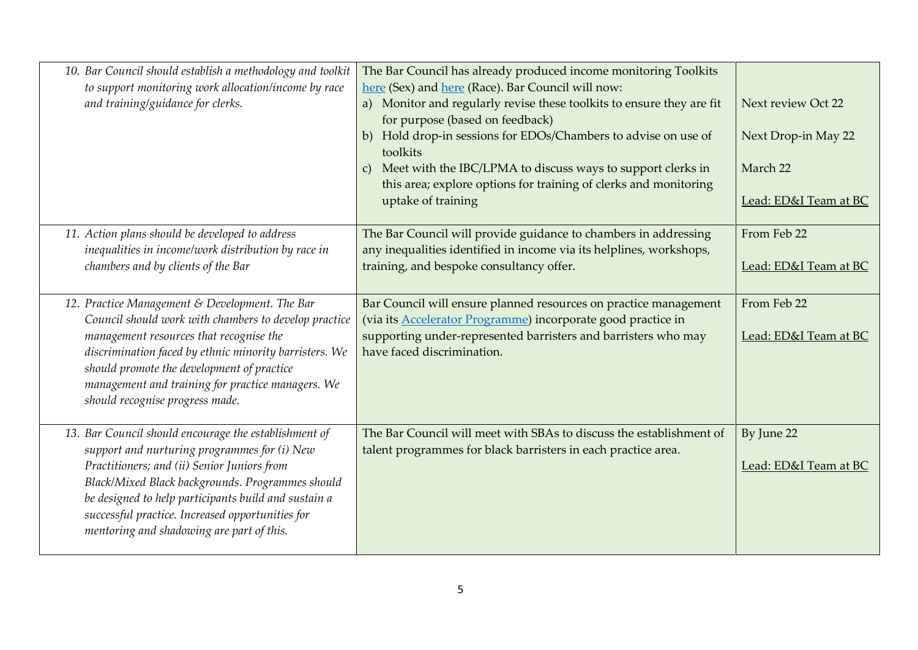| | | |
|---|---|---|
| *10. Bar Council should establish a methodology and toolkit to support monitoring work allocation/income by race and training/guidance for clerks.* | The Bar Council has already produced income monitoring Toolkits here (Sex) and here (Race). Bar Council will now:<br>a) Monitor and regularly revise these toolkits to ensure they are fit for purpose (based on feedback)<br>b) Hold drop-in sessions for EDOs/Chambers to advise on use of toolkits<br>c) Meet with the IBC/LPMA to discuss ways to support clerks in this area; explore options for training of clerks and monitoring uptake of training | Next review Oct 22<br><br>Next Drop-in May 22<br><br>March 22<br><br>Lead: ED&I Team at BC |
| *11. Action plans should be developed to address inequalities in income/work distribution by race in chambers and by clients of the Bar* | The Bar Council will provide guidance to chambers in addressing any inequalities identified in income via its helplines, workshops, training, and bespoke consultancy offer. | From Feb 22<br><br>Lead: ED&I Team at BC |
| *12. Practice Management & Development. The Bar Council should work with chambers to develop practice management resources that recognise the discrimination faced by ethnic minority barristers. We should promote the development of practice management and training for practice managers. We should recognise progress made.* | Bar Council will ensure planned resources on practice management (via its Accelerator Programme) incorporate good practice in supporting under-represented barristers and barristers who may have faced discrimination. | From Feb 22<br><br>Lead: ED&I Team at BC |
| *13. Bar Council should encourage the establishment of support and nurturing programmes for (i) New Practitioners; and (ii) Senior Juniors from Black/Mixed Black backgrounds. Programmes should be designed to help participants build and sustain a successful practice. Increased opportunities for mentoring and shadowing are part of this.* | The Bar Council will meet with SBAs to discuss the establishment of talent programmes for black barristers in each practice area. | By June 22<br><br>Lead: ED&I Team at BC |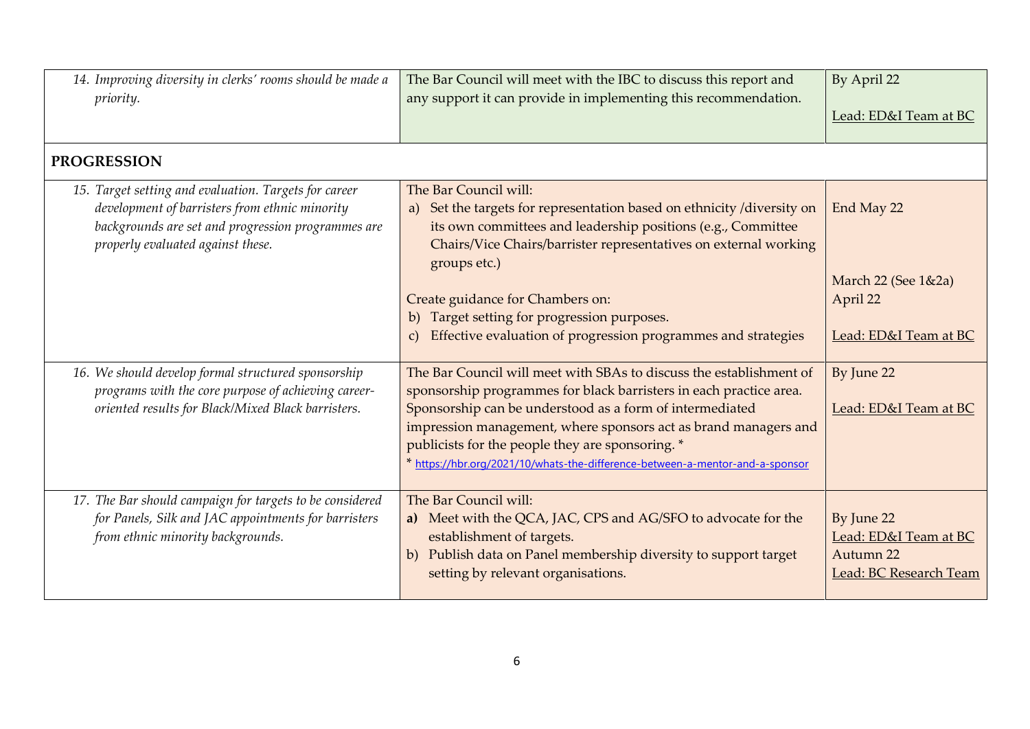| | | |
|---|---|---|
| *14. Improving diversity in clerks' rooms should be made a priority.* | The Bar Council will meet with the IBC to discuss this report and any support it can provide in implementing this recommendation. | By April 22<br><br>Lead: ED&I Team at BC |
| **PROGRESSION** | | |
| *15. Target setting and evaluation. Targets for career development of barristers from ethnic minority backgrounds are set and progression programmes are properly evaluated against these.* | The Bar Council will:<br>a) Set the targets for representation based on ethnicity /diversity on its own committees and leadership positions (e.g., Committee Chairs/Vice Chairs/barrister representatives on external working groups etc.)<br><br>Create guidance for Chambers on:<br>b) Target setting for progression purposes.<br>c) Effective evaluation of progression programmes and strategies | End May 22<br><br><br>March 22 (See 1&2a)<br>April 22<br><br>Lead: ED&I Team at BC |
| *16. We should develop formal structured sponsorship programs with the core purpose of achieving career-oriented results for Black/Mixed Black barristers.* | The Bar Council will meet with SBAs to discuss the establishment of sponsorship programmes for black barristers in each practice area. Sponsorship can be understood as a form of intermediated impression management, where sponsors act as brand managers and publicists for the people they are sponsoring. *<br>* https://hbr.org/2021/10/whats-the-difference-between-a-mentor-and-a-sponsor | By June 22<br><br>Lead: ED&I Team at BC |
| *17. The Bar should campaign for targets to be considered for Panels, Silk and JAC appointments for barristers from ethnic minority backgrounds.* | The Bar Council will:<br>**a)** Meet with the QCA, JAC, CPS and AG/SFO to advocate for the establishment of targets.<br>b) Publish data on Panel membership diversity to support target setting by relevant organisations. | By June 22<br>Lead: ED&I Team at BC<br>Autumn 22<br>Lead: BC Research Team |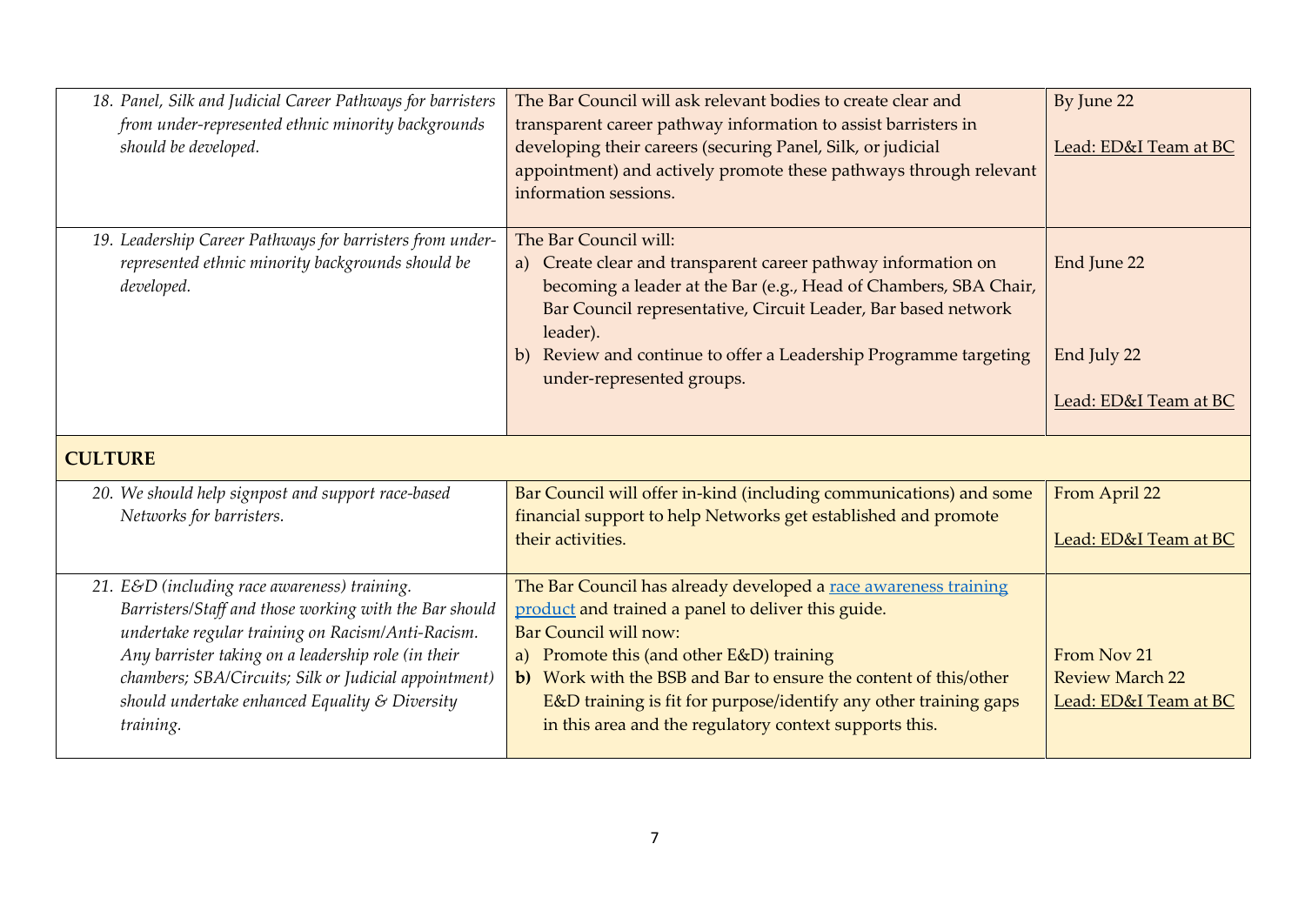| | | |
|---|---|---|
| *18. Panel, Silk and Judicial Career Pathways for barristers from under-represented ethnic minority backgrounds should be developed.* | The Bar Council will ask relevant bodies to create clear and transparent career pathway information to assist barristers in developing their careers (securing Panel, Silk, or judicial appointment) and actively promote these pathways through relevant information sessions. | By June 22<br><br>Lead: ED&I Team at BC |
| *19. Leadership Career Pathways for barristers from under-represented ethnic minority backgrounds should be developed.* | The Bar Council will:<br>a) Create clear and transparent career pathway information on becoming a leader at the Bar (e.g., Head of Chambers, SBA Chair, Bar Council representative, Circuit Leader, Bar based network leader).<br>b) Review and continue to offer a Leadership Programme targeting under-represented groups. | End June 22<br><br>End July 22<br><br>Lead: ED&I Team at BC |
| **CULTURE** | | |
| *20. We should help signpost and support race-based Networks for barristers.* | Bar Council will offer in-kind (including communications) and some financial support to help Networks get established and promote their activities. | From April 22<br><br>Lead: ED&I Team at BC |
| *21. E&D (including race awareness) training. Barristers/Staff and those working with the Bar should undertake regular training on Racism/Anti-Racism. Any barrister taking on a leadership role (in their chambers; SBA/Circuits; Silk or Judicial appointment) should undertake enhanced Equality & Diversity training.* | The Bar Council has already developed a race awareness training product and trained a panel to deliver this guide.<br>Bar Council will now:<br>a) Promote this (and other E&D) training<br>**b)** Work with the BSB and Bar to ensure the content of this/other E&D training is fit for purpose/identify any other training gaps in this area and the regulatory context supports this. | From Nov 21<br>Review March 22<br>Lead: ED&I Team at BC |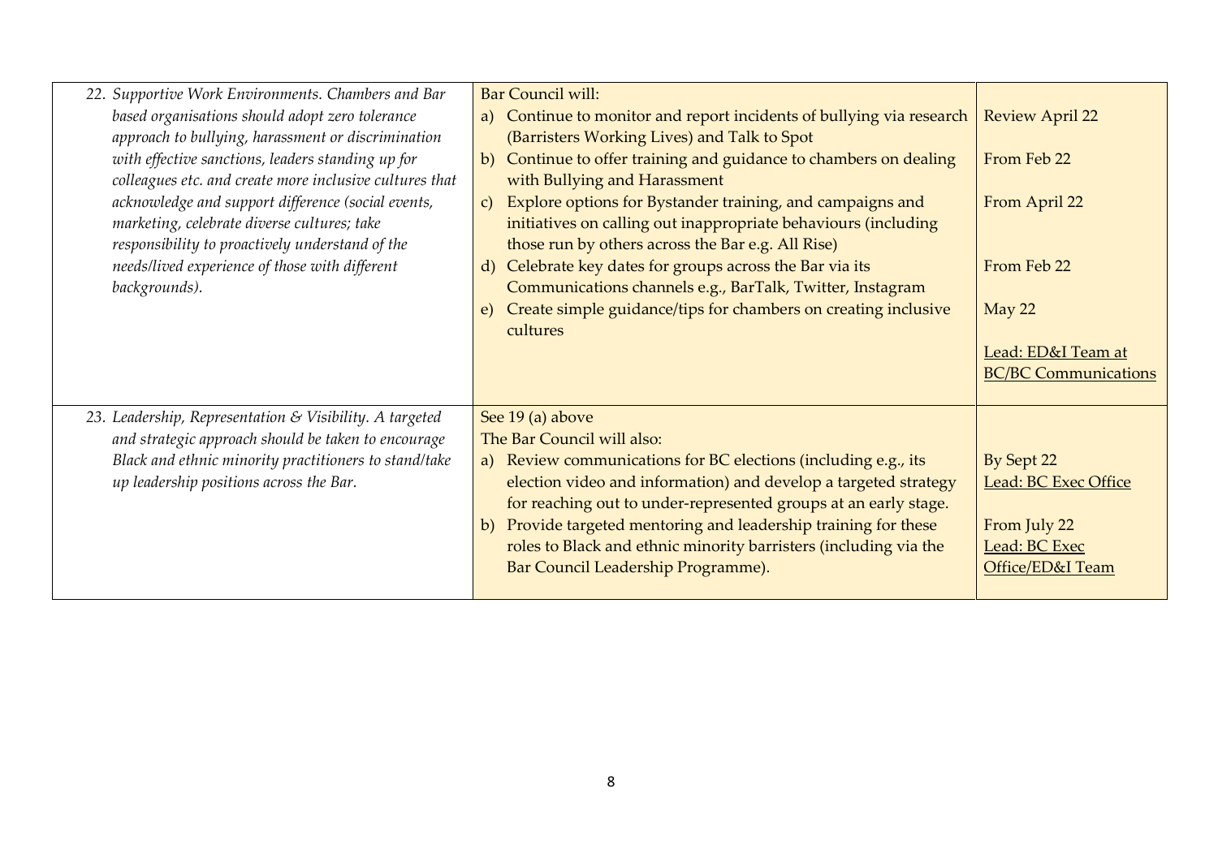| | | |
|---|---|---|
| *22. Supportive Work Environments. Chambers and Bar based organisations should adopt zero tolerance approach to bullying, harassment or discrimination with effective sanctions, leaders standing up for colleagues etc. and create more inclusive cultures that acknowledge and support difference (social events, marketing, celebrate diverse cultures; take responsibility to proactively understand of the needs/lived experience of those with different backgrounds).* | Bar Council will:<br>a) Continue to monitor and report incidents of bullying via research (Barristers Working Lives) and Talk to Spot<br>b) Continue to offer training and guidance to chambers on dealing with Bullying and Harassment<br>c) Explore options for Bystander training, and campaigns and initiatives on calling out inappropriate behaviours (including those run by others across the Bar e.g. All Rise)<br>d) Celebrate key dates for groups across the Bar via its Communications channels e.g., BarTalk, Twitter, Instagram<br>e) Create simple guidance/tips for chambers on creating inclusive cultures | Review April 22<br><br>From Feb 22<br><br>From April 22<br><br>From Feb 22<br><br>May 22<br><br>Lead: ED&I Team at BC/BC Communications |
| *23. Leadership, Representation & Visibility. A targeted and strategic approach should be taken to encourage Black and ethnic minority practitioners to stand/take up leadership positions across the Bar.* | See 19 (a) above<br>The Bar Council will also:<br>a) Review communications for BC elections (including e.g., its election video and information) and develop a targeted strategy for reaching out to under-represented groups at an early stage.<br>b) Provide targeted mentoring and leadership training for these roles to Black and ethnic minority barristers (including via the Bar Council Leadership Programme). | By Sept 22<br>Lead: BC Exec Office<br><br>From July 22<br>Lead: BC Exec Office/ED&I Team |